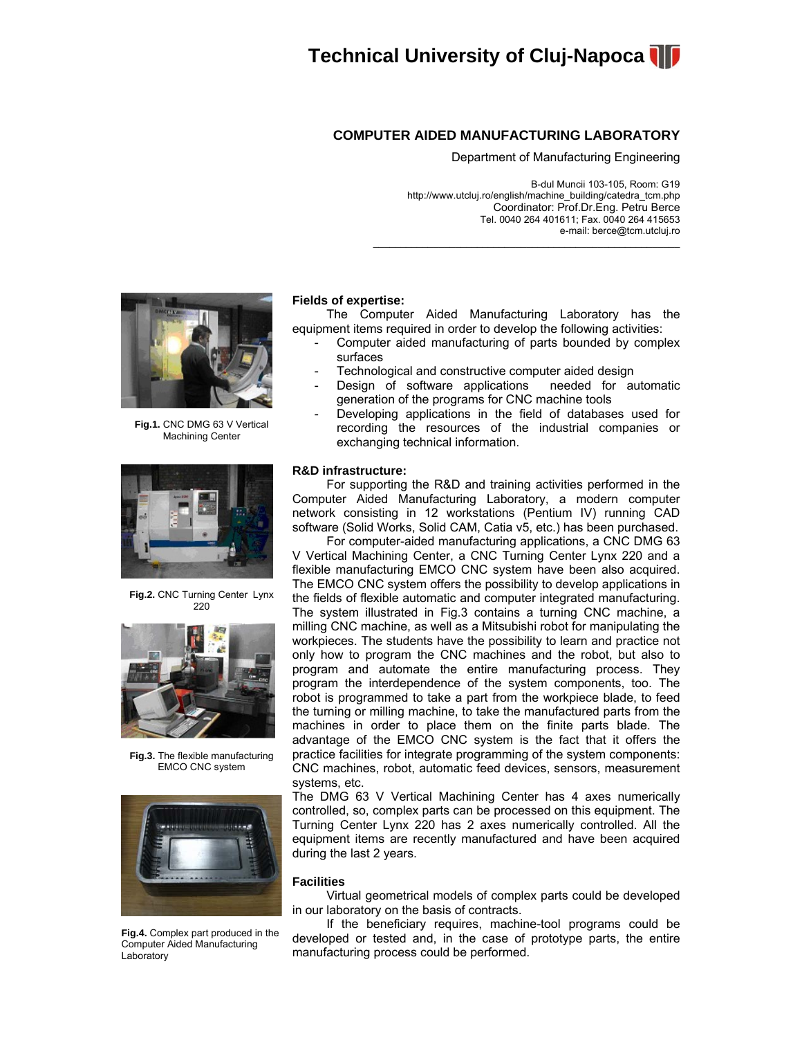# Technical University of Cluj-Napoca

## COMPUTER AIDED MANUFACTURING LABORATORY

Department of Manufacturing Engineering

B-dul Muncii 103-105, Room: G19
http://www.utcluj.ro/english/machine_building/catedra_tcm.php
Coordinator: Prof.Dr.Eng. Petru Berce
Tel. 0040 264 401611; Fax. 0040 264 415653
e-mail: berce@tcm.utcluj.ro

**Fig.1.** CNC DMG 63 V Vertical Machining Center

**Fig.2.** CNC Turning Center Lynx 220

**Fig.3.** The flexible manufacturing EMCO CNC system

**Fig.4.** Complex part produced in the Computer Aided Manufacturing Laboratory

### Fields of expertise:

The Computer Aided Manufacturing Laboratory has the equipment items required in order to develop the following activities:

- Computer aided manufacturing of parts bounded by complex surfaces
- Technological and constructive computer aided design
- Design of software applications needed for automatic generation of the programs for CNC machine tools
- Developing applications in the field of databases used for recording the resources of the industrial companies or exchanging technical information.

### R&D infrastructure:

For supporting the R&D and training activities performed in the Computer Aided Manufacturing Laboratory, a modern computer network consisting in 12 workstations (Pentium IV) running CAD software (Solid Works, Solid CAM, Catia v5, etc.) has been purchased.

For computer-aided manufacturing applications, a CNC DMG 63 V Vertical Machining Center, a CNC Turning Center Lynx 220 and a flexible manufacturing EMCO CNC system have been also acquired. The EMCO CNC system offers the possibility to develop applications in the fields of flexible automatic and computer integrated manufacturing. The system illustrated in Fig.3 contains a turning CNC machine, a milling CNC machine, as well as a Mitsubishi robot for manipulating the workpieces. The students have the possibility to learn and practice not only how to program the CNC machines and the robot, but also to program and automate the entire manufacturing process. They program the interdependence of the system components, too. The robot is programmed to take a part from the workpiece blade, to feed the turning or milling machine, to take the manufactured parts from the machines in order to place them on the finite parts blade. The advantage of the EMCO CNC system is the fact that it offers the practice facilities for integrate programming of the system components: CNC machines, robot, automatic feed devices, sensors, measurement systems, etc.

The DMG 63 V Vertical Machining Center has 4 axes numerically controlled, so, complex parts can be processed on this equipment. The Turning Center Lynx 220 has 2 axes numerically controlled. All the equipment items are recently manufactured and have been acquired during the last 2 years.

### Facilities

Virtual geometrical models of complex parts could be developed in our laboratory on the basis of contracts.

If the beneficiary requires, machine-tool programs could be developed or tested and, in the case of prototype parts, the entire manufacturing process could be performed.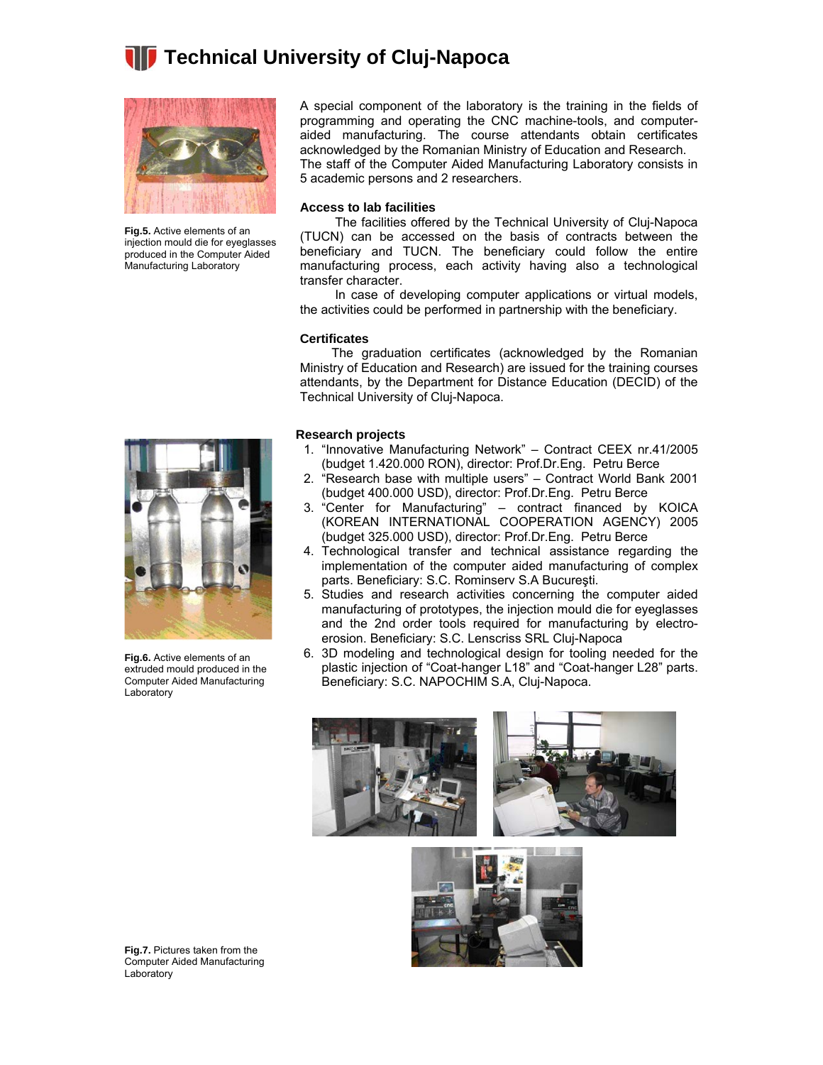# Technical University of Cluj-Napoca

Fig.5. Active elements of an injection mould die for eyeglasses produced in the Computer Aided Manufacturing Laboratory

A special component of the laboratory is the training in the fields of programming and operating the CNC machine-tools, and computer-aided manufacturing. The course attendants obtain certificates acknowledged by the Romanian Ministry of Education and Research. The staff of the Computer Aided Manufacturing Laboratory consists in 5 academic persons and 2 researchers.

### Access to lab facilities

The facilities offered by the Technical University of Cluj-Napoca (TUCN) can be accessed on the basis of contracts between the beneficiary and TUCN. The beneficiary could follow the entire manufacturing process, each activity having also a technological transfer character.

In case of developing computer applications or virtual models, the activities could be performed in partnership with the beneficiary.

### Certificates

The graduation certificates (acknowledged by the Romanian Ministry of Education and Research) are issued for the training courses attendants, by the Department for Distance Education (DECID) of the Technical University of Cluj-Napoca.

### Research projects

1. "Innovative Manufacturing Network" – Contract CEEX nr.41/2005 (budget 1.420.000 RON), director: Prof.Dr.Eng. Petru Berce
2. "Research base with multiple users" – Contract World Bank 2001 (budget 400.000 USD), director: Prof.Dr.Eng. Petru Berce
3. "Center for Manufacturing" – contract financed by KOICA (KOREAN INTERNATIONAL COOPERATION AGENCY) 2005 (budget 325.000 USD), director: Prof.Dr.Eng. Petru Berce
4. Technological transfer and technical assistance regarding the implementation of the computer aided manufacturing of complex parts. Beneficiary: S.C. Rominserv S.A Bucureşti.
5. Studies and research activities concerning the computer aided manufacturing of prototypes, the injection mould die for eyeglasses and the 2nd order tools required for manufacturing by electro-erosion. Beneficiary: S.C. Lenscriss SRL Cluj-Napoca
6. 3D modeling and technological design for tooling needed for the plastic injection of "Coat-hanger L18" and "Coat-hanger L28" parts. Beneficiary: S.C. NAPOCHIM S.A, Cluj-Napoca.

Fig.6. Active elements of an extruded mould produced in the Computer Aided Manufacturing Laboratory

Fig.7. Pictures taken from the Computer Aided Manufacturing Laboratory